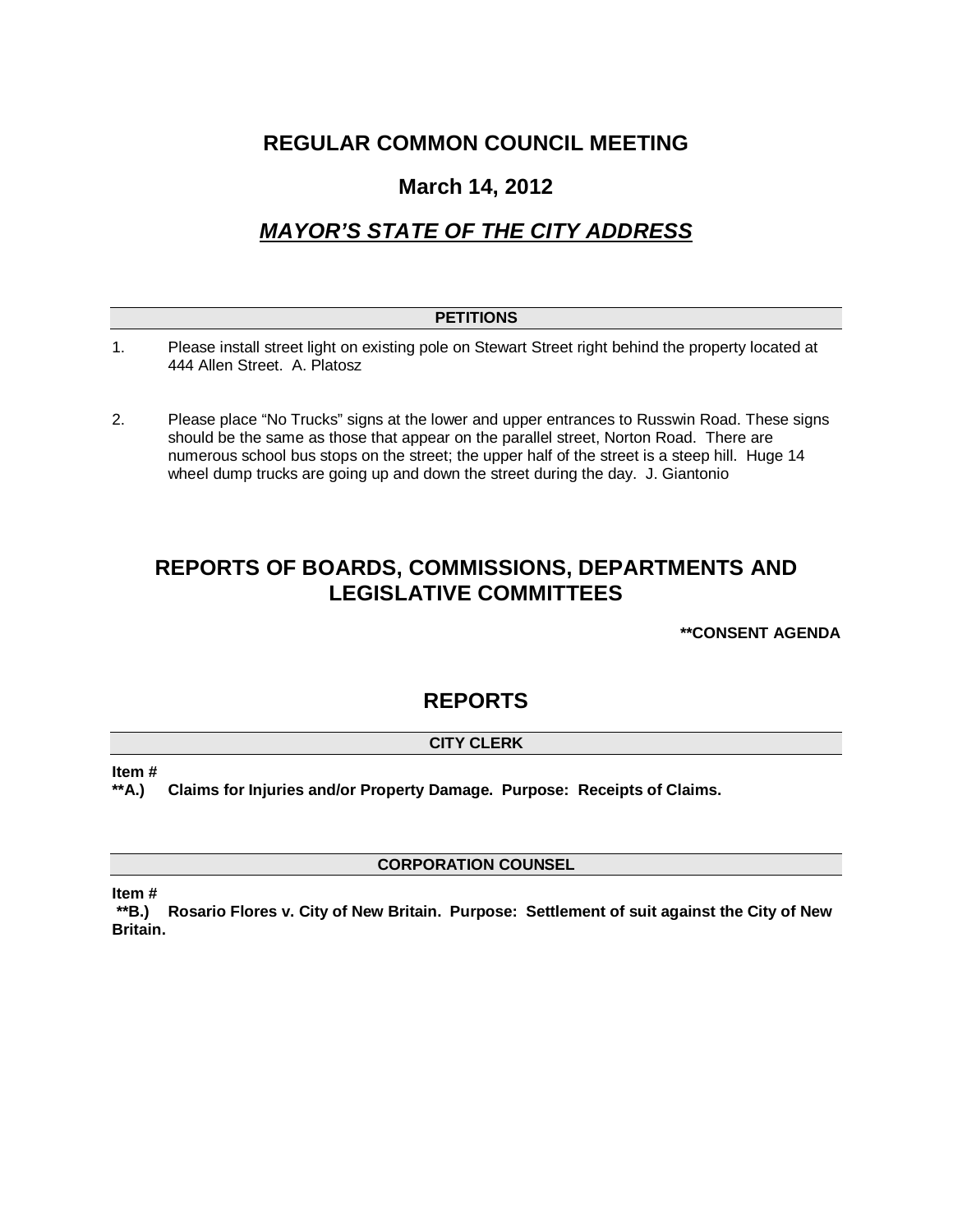# REGULAR COMMON COUNCIL MEETING

## March 14, 2012

## ***MAYOR'S STATE OF THE CITY ADDRESS***

### PETITIONS

1. Please install street light on existing pole on Stewart Street right behind the property located at 444 Allen Street. A. Platosz

2. Please place "No Trucks" signs at the lower and upper entrances to Russwin Road. These signs should be the same as those that appear on the parallel street, Norton Road. There are numerous school bus stops on the street; the upper half of the street is a steep hill. Huge 14 wheel dump trucks are going up and down the street during the day. J. Giantonio

# REPORTS OF BOARDS, COMMISSIONS, DEPARTMENTS AND LEGISLATIVE COMMITTEES

**\*\*CONSENT AGENDA**

# REPORTS

### CITY CLERK

**Item #**
**\*\*A.) Claims for Injuries and/or Property Damage. Purpose: Receipts of Claims.**

### CORPORATION COUNSEL

**Item #**
**\*\*B.) Rosario Flores v. City of New Britain. Purpose: Settlement of suit against the City of New Britain.**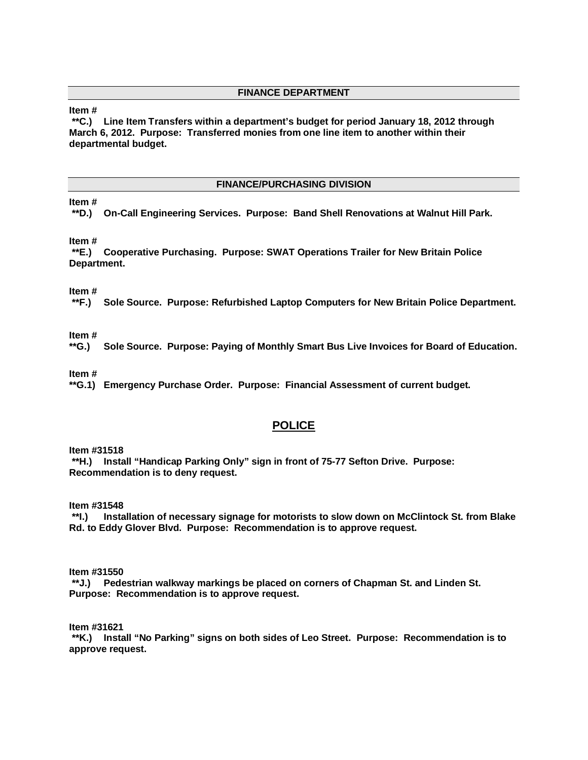## FINANCE DEPARTMENT

**Item #**
**\*\*C.) Line Item Transfers within a department's budget for period January 18, 2012 through March 6, 2012. Purpose: Transferred monies from one line item to another within their departmental budget.**

## FINANCE/PURCHASING DIVISION

**Item #**
**\*\*D.) On-Call Engineering Services. Purpose: Band Shell Renovations at Walnut Hill Park.**

**Item #**
**\*\*E.) Cooperative Purchasing. Purpose: SWAT Operations Trailer for New Britain Police Department.**

**Item #**
**\*\*F.) Sole Source. Purpose: Refurbished Laptop Computers for New Britain Police Department.**

**Item #**
**\*\*G.) Sole Source. Purpose: Paying of Monthly Smart Bus Live Invoices for Board of Education.**

**Item #**
**\*\*G.1) Emergency Purchase Order. Purpose: Financial Assessment of current budget.**

## POLICE

**Item #31518**
**\*\*H.) Install "Handicap Parking Only" sign in front of 75-77 Sefton Drive. Purpose: Recommendation is to deny request.**

**Item #31548**
**\*\*I.) Installation of necessary signage for motorists to slow down on McClintock St. from Blake Rd. to Eddy Glover Blvd. Purpose: Recommendation is to approve request.**

**Item #31550**
**\*\*J.) Pedestrian walkway markings be placed on corners of Chapman St. and Linden St. Purpose: Recommendation is to approve request.**

**Item #31621**
**\*\*K.) Install "No Parking" signs on both sides of Leo Street. Purpose: Recommendation is to approve request.**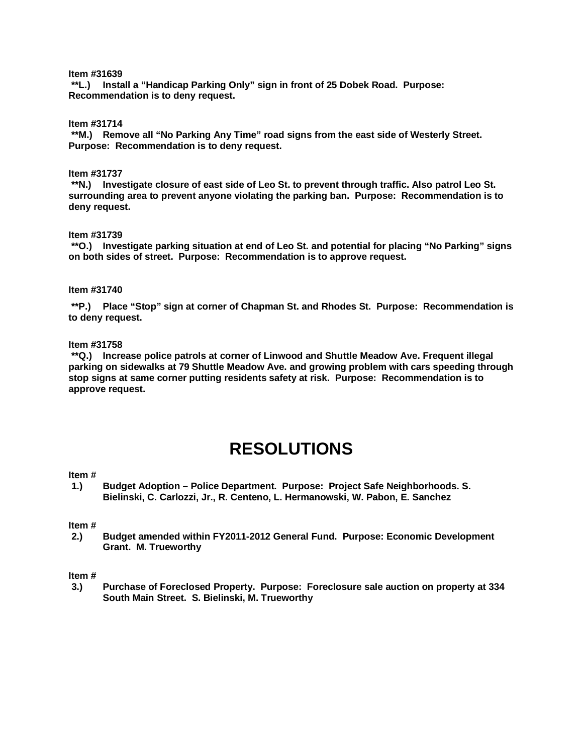**Item #31639**
**\*\*L.) Install a "Handicap Parking Only" sign in front of 25 Dobek Road. Purpose: Recommendation is to deny request.**

**Item #31714**
**\*\*M.) Remove all "No Parking Any Time" road signs from the east side of Westerly Street. Purpose: Recommendation is to deny request.**

**Item #31737**
**\*\*N.) Investigate closure of east side of Leo St. to prevent through traffic. Also patrol Leo St. surrounding area to prevent anyone violating the parking ban. Purpose: Recommendation is to deny request.**

**Item #31739**
**\*\*O.) Investigate parking situation at end of Leo St. and potential for placing "No Parking" signs on both sides of street. Purpose: Recommendation is to approve request.**

**Item #31740**

**\*\*P.) Place "Stop" sign at corner of Chapman St. and Rhodes St. Purpose: Recommendation is to deny request.**

**Item #31758**
**\*\*Q.) Increase police patrols at corner of Linwood and Shuttle Meadow Ave. Frequent illegal parking on sidewalks at 79 Shuttle Meadow Ave. and growing problem with cars speeding through stop signs at same corner putting residents safety at risk. Purpose: Recommendation is to approve request.**

# RESOLUTIONS

**Item #**
**1.) Budget Adoption – Police Department. Purpose: Project Safe Neighborhoods. S. Bielinski, C. Carlozzi, Jr., R. Centeno, L. Hermanowski, W. Pabon, E. Sanchez**

**Item #**
**2.) Budget amended within FY2011-2012 General Fund. Purpose: Economic Development Grant. M. Trueworthy**

**Item #**
**3.) Purchase of Foreclosed Property. Purpose: Foreclosure sale auction on property at 334 South Main Street. S. Bielinski, M. Trueworthy**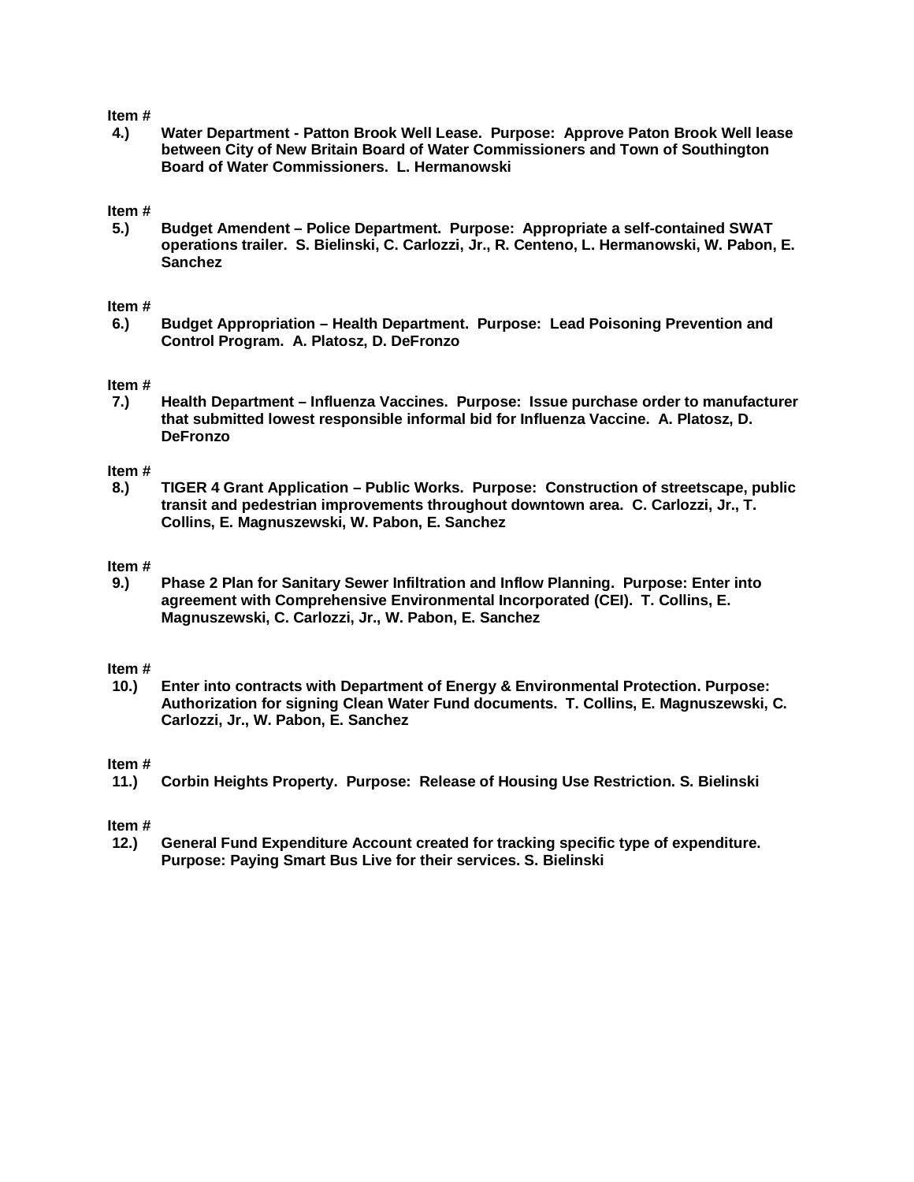**Item #**

**4.) Water Department - Patton Brook Well Lease. Purpose: Approve Paton Brook Well lease between City of New Britain Board of Water Commissioners and Town of Southington Board of Water Commissioners. L. Hermanowski**

**Item #**

**5.) Budget Amendent – Police Department. Purpose: Appropriate a self-contained SWAT operations trailer. S. Bielinski, C. Carlozzi, Jr., R. Centeno, L. Hermanowski, W. Pabon, E. Sanchez**

**Item #**

**6.) Budget Appropriation – Health Department. Purpose: Lead Poisoning Prevention and Control Program. A. Platosz, D. DeFronzo**

**Item #**

**7.) Health Department – Influenza Vaccines. Purpose: Issue purchase order to manufacturer that submitted lowest responsible informal bid for Influenza Vaccine. A. Platosz, D. DeFronzo**

**Item #**

**8.) TIGER 4 Grant Application – Public Works. Purpose: Construction of streetscape, public transit and pedestrian improvements throughout downtown area. C. Carlozzi, Jr., T. Collins, E. Magnuszewski, W. Pabon, E. Sanchez**

**Item #**

**9.) Phase 2 Plan for Sanitary Sewer Infiltration and Inflow Planning. Purpose: Enter into agreement with Comprehensive Environmental Incorporated (CEI). T. Collins, E. Magnuszewski, C. Carlozzi, Jr., W. Pabon, E. Sanchez**

**Item #**

**10.) Enter into contracts with Department of Energy & Environmental Protection. Purpose: Authorization for signing Clean Water Fund documents. T. Collins, E. Magnuszewski, C. Carlozzi, Jr., W. Pabon, E. Sanchez**

**Item #**

**11.) Corbin Heights Property. Purpose: Release of Housing Use Restriction. S. Bielinski**

**Item #**

**12.) General Fund Expenditure Account created for tracking specific type of expenditure. Purpose: Paying Smart Bus Live for their services. S. Bielinski**